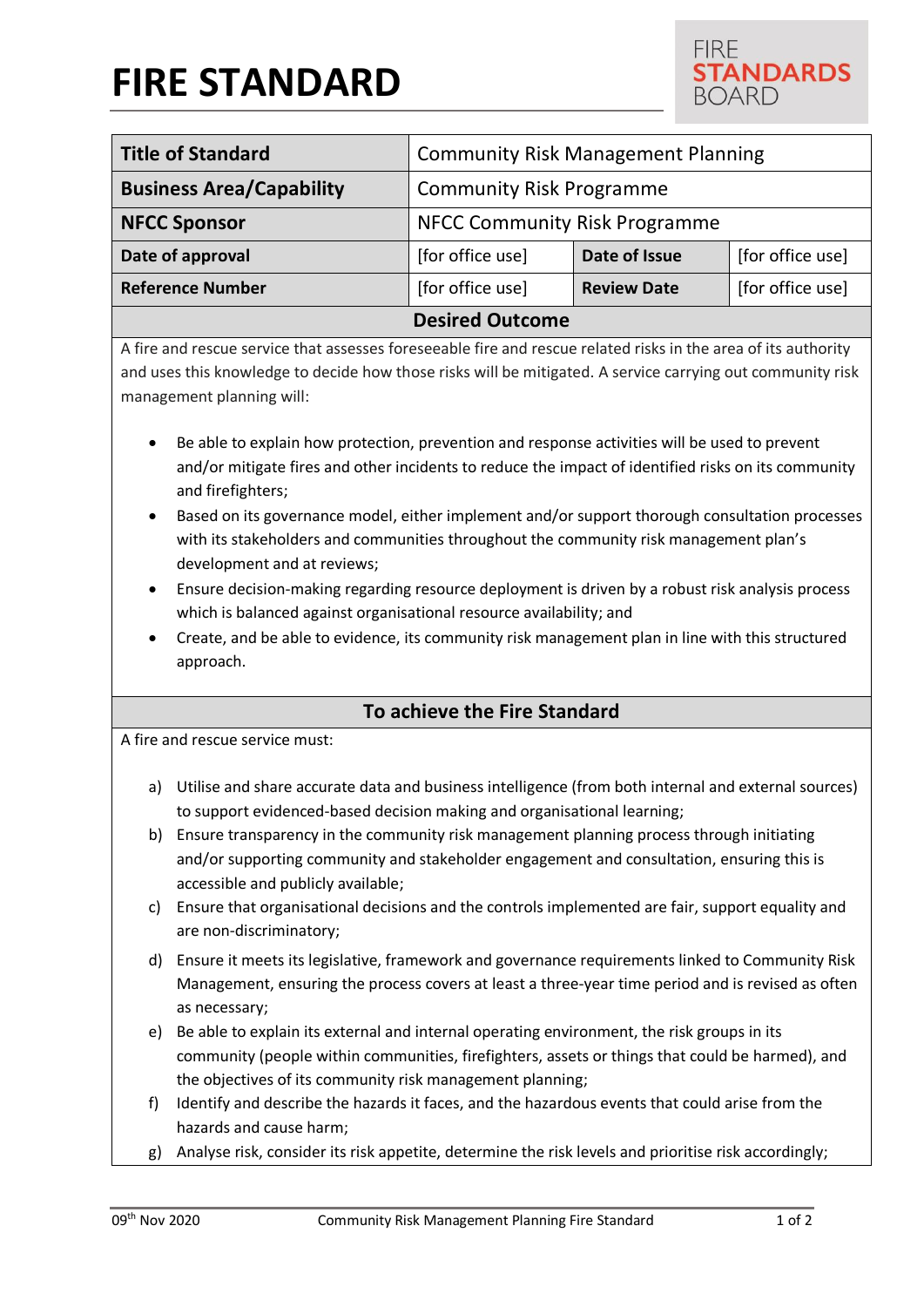# FIRE STANDARD

FIRE STANDARDS BOARD

| Title of Standard | Community Risk Management Planning | | |
|---|---|---|---|
| Business Area/Capability | Community Risk Programme | | |
| NFCC Sponsor | NFCC Community Risk Programme | | |
| Date of approval | [for office use] | Date of Issue | [for office use] |
| Reference Number | [for office use] | Review Date | [for office use] |

## Desired Outcome

A fire and rescue service that assesses foreseeable fire and rescue related risks in the area of its authority and uses this knowledge to decide how those risks will be mitigated. A service carrying out community risk management planning will:

- Be able to explain how protection, prevention and response activities will be used to prevent and/or mitigate fires and other incidents to reduce the impact of identified risks on its community and firefighters;
- Based on its governance model, either implement and/or support thorough consultation processes with its stakeholders and communities throughout the community risk management plan's development and at reviews;
- Ensure decision-making regarding resource deployment is driven by a robust risk analysis process which is balanced against organisational resource availability; and
- Create, and be able to evidence, its community risk management plan in line with this structured approach.

## To achieve the Fire Standard

A fire and rescue service must:

a) Utilise and share accurate data and business intelligence (from both internal and external sources) to support evidenced-based decision making and organisational learning;

b) Ensure transparency in the community risk management planning process through initiating and/or supporting community and stakeholder engagement and consultation, ensuring this is accessible and publicly available;

c) Ensure that organisational decisions and the controls implemented are fair, support equality and are non-discriminatory;

d) Ensure it meets its legislative, framework and governance requirements linked to Community Risk Management, ensuring the process covers at least a three-year time period and is revised as often as necessary;

e) Be able to explain its external and internal operating environment, the risk groups in its community (people within communities, firefighters, assets or things that could be harmed), and the objectives of its community risk management planning;

f) Identify and describe the hazards it faces, and the hazardous events that could arise from the hazards and cause harm;

g) Analyse risk, consider its risk appetite, determine the risk levels and prioritise risk accordingly;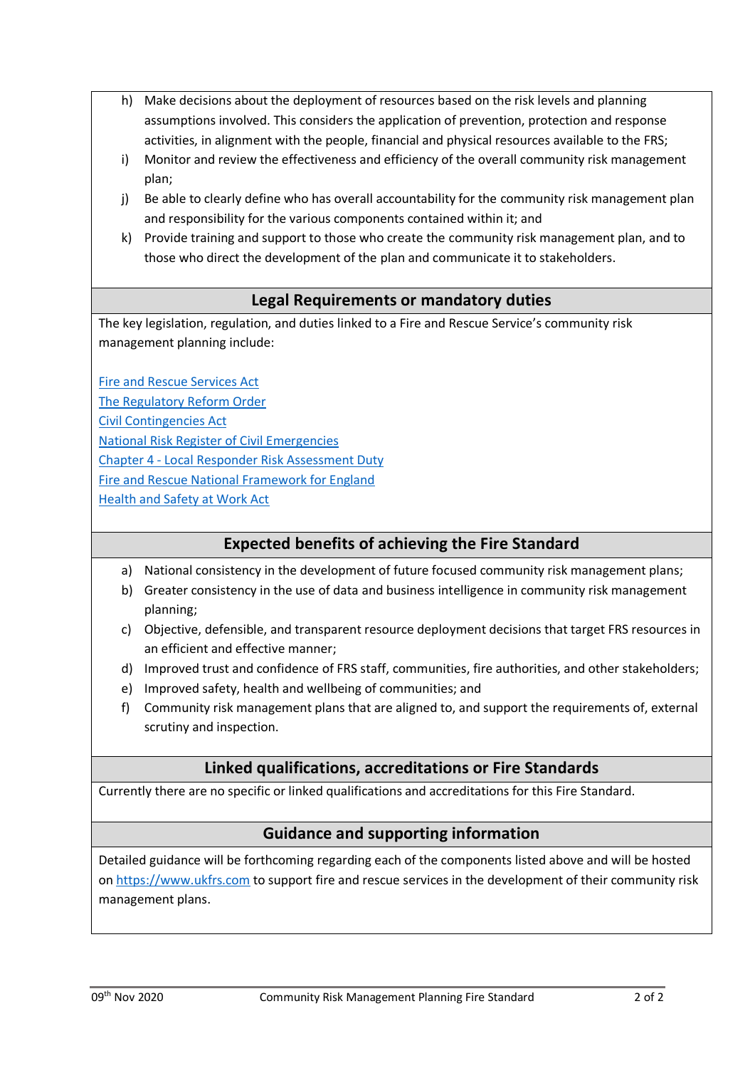h) Make decisions about the deployment of resources based on the risk levels and planning assumptions involved. This considers the application of prevention, protection and response activities, in alignment with the people, financial and physical resources available to the FRS;
i) Monitor and review the effectiveness and efficiency of the overall community risk management plan;
j) Be able to clearly define who has overall accountability for the community risk management plan and responsibility for the various components contained within it; and
k) Provide training and support to those who create the community risk management plan, and to those who direct the development of the plan and communicate it to stakeholders.

## Legal Requirements or mandatory duties

The key legislation, regulation, and duties linked to a Fire and Rescue Service's community risk management planning include:

Fire and Rescue Services Act
The Regulatory Reform Order
Civil Contingencies Act
National Risk Register of Civil Emergencies
Chapter 4 - Local Responder Risk Assessment Duty
Fire and Rescue National Framework for England
Health and Safety at Work Act

## Expected benefits of achieving the Fire Standard

a) National consistency in the development of future focused community risk management plans;
b) Greater consistency in the use of data and business intelligence in community risk management planning;
c) Objective, defensible, and transparent resource deployment decisions that target FRS resources in an efficient and effective manner;
d) Improved trust and confidence of FRS staff, communities, fire authorities, and other stakeholders;
e) Improved safety, health and wellbeing of communities; and
f) Community risk management plans that are aligned to, and support the requirements of, external scrutiny and inspection.

## Linked qualifications, accreditations or Fire Standards

Currently there are no specific or linked qualifications and accreditations for this Fire Standard.

## Guidance and supporting information

Detailed guidance will be forthcoming regarding each of the components listed above and will be hosted on https://www.ukfrs.com to support fire and rescue services in the development of their community risk management plans.